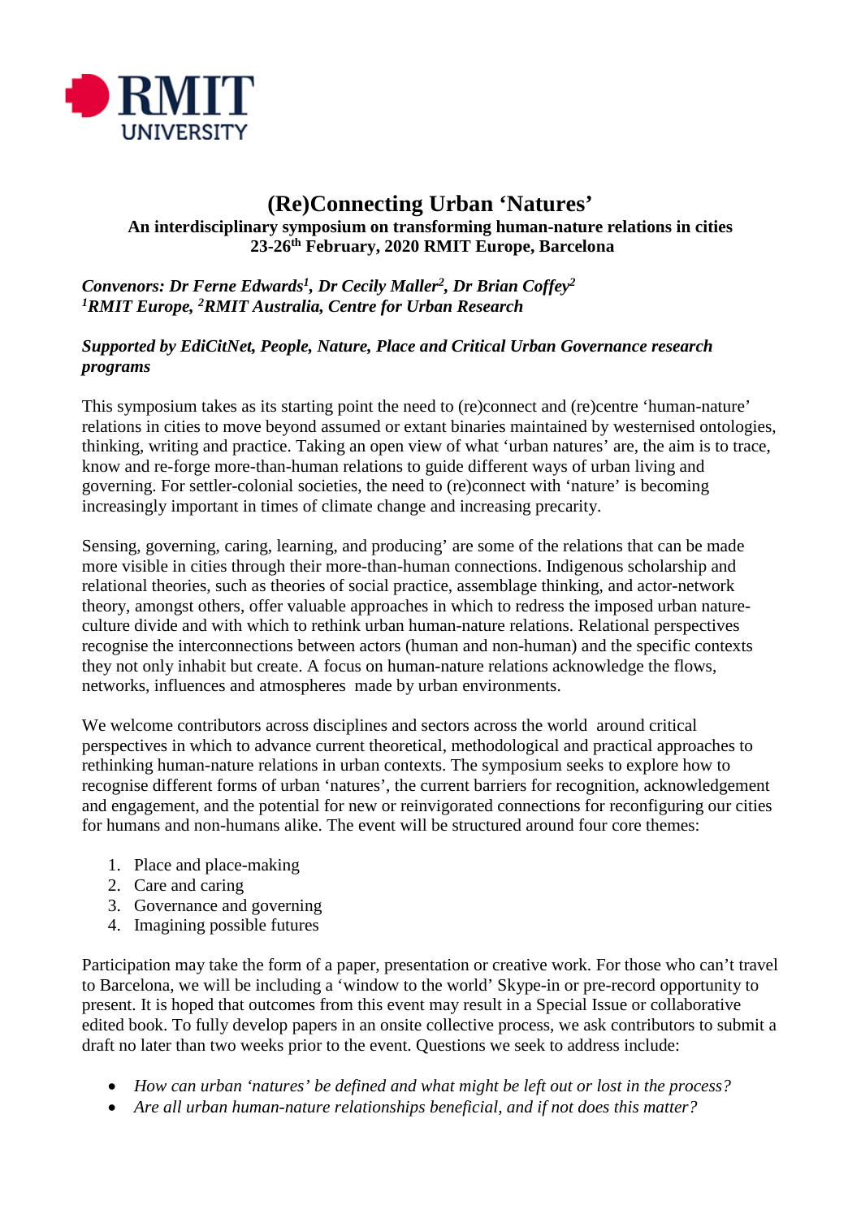# (Re)Connecting Urban 'Natures'

**An interdisciplinary symposium on transforming human-nature relations in cities**
**23-26th February, 2020 RMIT Europe, Barcelona**

***Convenors: Dr Ferne Edwards[1], Dr Cecily Maller[2], Dr Brian Coffey[2]***
***[1]RMIT Europe, [2]RMIT Australia, Centre for Urban Research***

***Supported by EdiCitNet, People, Nature, Place and Critical Urban Governance research programs***

This symposium takes as its starting point the need to (re)connect and (re)centre 'human-nature' relations in cities to move beyond assumed or extant binaries maintained by westernised ontologies, thinking, writing and practice. Taking an open view of what 'urban natures' are, the aim is to trace, know and re-forge more-than-human relations to guide different ways of urban living and governing. For settler-colonial societies, the need to (re)connect with 'nature' is becoming increasingly important in times of climate change and increasing precarity.

Sensing, governing, caring, learning, and producing' are some of the relations that can be made more visible in cities through their more-than-human connections. Indigenous scholarship and relational theories, such as theories of social practice, assemblage thinking, and actor-network theory, amongst others, offer valuable approaches in which to redress the imposed urban nature-culture divide and with which to rethink urban human-nature relations. Relational perspectives recognise the interconnections between actors (human and non-human) and the specific contexts they not only inhabit but create. A focus on human-nature relations acknowledge the flows, networks, influences and atmospheres made by urban environments.

We welcome contributors across disciplines and sectors across the world around critical perspectives in which to advance current theoretical, methodological and practical approaches to rethinking human-nature relations in urban contexts. The symposium seeks to explore how to recognise different forms of urban 'natures', the current barriers for recognition, acknowledgement and engagement, and the potential for new or reinvigorated connections for reconfiguring our cities for humans and non-humans alike. The event will be structured around four core themes:

1. Place and place-making
2. Care and caring
3. Governance and governing
4. Imagining possible futures

Participation may take the form of a paper, presentation or creative work. For those who can't travel to Barcelona, we will be including a 'window to the world' Skype-in or pre-record opportunity to present. It is hoped that outcomes from this event may result in a Special Issue or collaborative edited book. To fully develop papers in an onsite collective process, we ask contributors to submit a draft no later than two weeks prior to the event. Questions we seek to address include:

- *How can urban 'natures' be defined and what might be left out or lost in the process?*
- *Are all urban human-nature relationships beneficial, and if not does this matter?*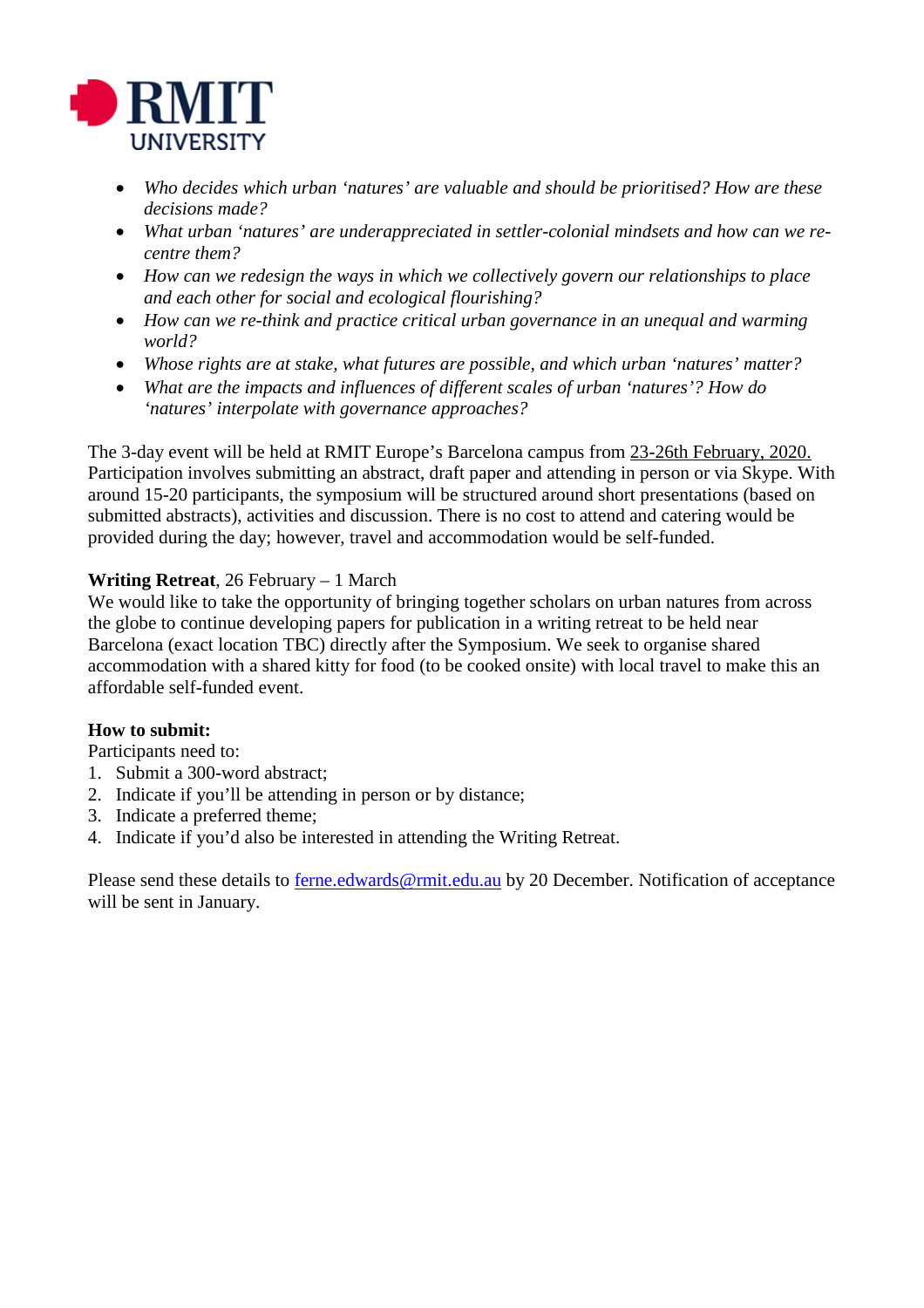- *Who decides which urban 'natures' are valuable and should be prioritised? How are these decisions made?*
- *What urban 'natures' are underappreciated in settler-colonial mindsets and how can we re-centre them?*
- *How can we redesign the ways in which we collectively govern our relationships to place and each other for social and ecological flourishing?*
- *How can we re-think and practice critical urban governance in an unequal and warming world?*
- *Whose rights are at stake, what futures are possible, and which urban 'natures' matter?*
- *What are the impacts and influences of different scales of urban 'natures'? How do 'natures' interpolate with governance approaches?*

The 3-day event will be held at RMIT Europe's Barcelona campus from 23-26th February, 2020. Participation involves submitting an abstract, draft paper and attending in person or via Skype. With around 15-20 participants, the symposium will be structured around short presentations (based on submitted abstracts), activities and discussion. There is no cost to attend and catering would be provided during the day; however, travel and accommodation would be self-funded.

**Writing Retreat**, 26 February – 1 March
We would like to take the opportunity of bringing together scholars on urban natures from across the globe to continue developing papers for publication in a writing retreat to be held near Barcelona (exact location TBC) directly after the Symposium. We seek to organise shared accommodation with a shared kitty for food (to be cooked onsite) with local travel to make this an affordable self-funded event.

**How to submit:**
Participants need to:

1. Submit a 300-word abstract;
2. Indicate if you'll be attending in person or by distance;
3. Indicate a preferred theme;
4. Indicate if you'd also be interested in attending the Writing Retreat.

Please send these details to ferne.edwards@rmit.edu.au by 20 December. Notification of acceptance will be sent in January.